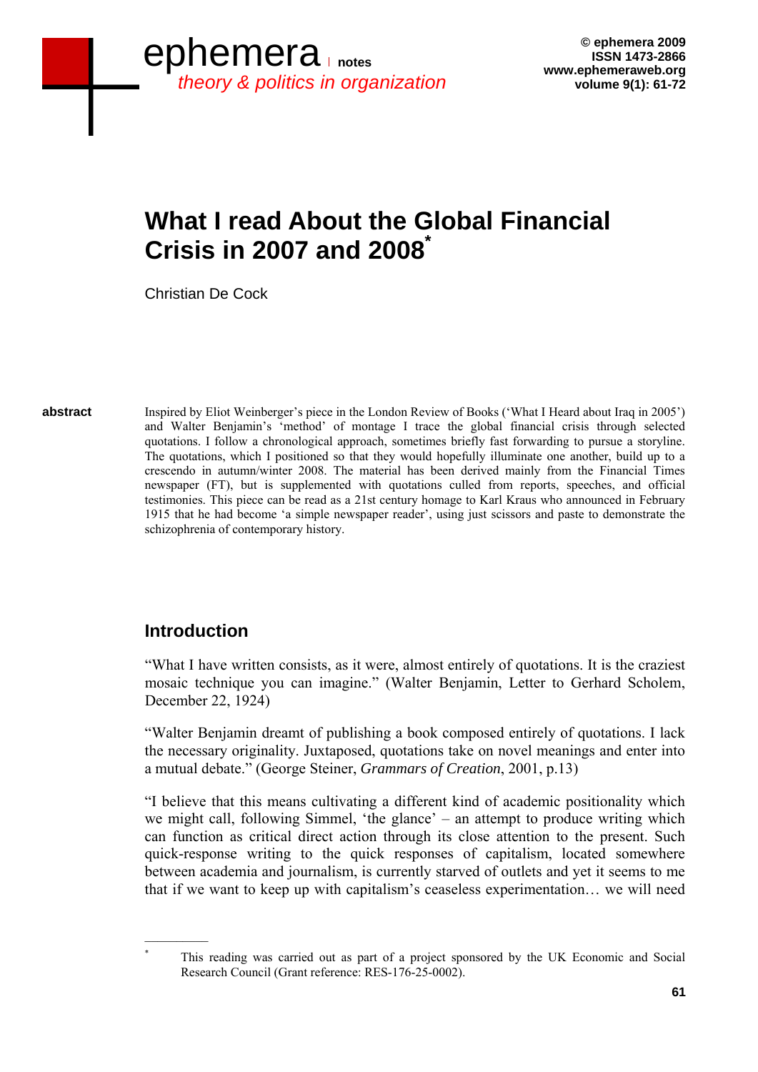# What I read About the Global Financial Crisis in 2007 and 2008[*]

Christian De Cock

**abstract**

Inspired by Eliot Weinberger's piece in the London Review of Books ('What I Heard about Iraq in 2005') and Walter Benjamin's 'method' of montage I trace the global financial crisis through selected quotations. I follow a chronological approach, sometimes briefly fast forwarding to pursue a storyline. The quotations, which I positioned so that they would hopefully illuminate one another, build up to a crescendo in autumn/winter 2008. The material has been derived mainly from the Financial Times newspaper (FT), but is supplemented with quotations culled from reports, speeches, and official testimonies. This piece can be read as a 21st century homage to Karl Kraus who announced in February 1915 that he had become 'a simple newspaper reader', using just scissors and paste to demonstrate the schizophrenia of contemporary history.

## Introduction

"What I have written consists, as it were, almost entirely of quotations. It is the craziest mosaic technique you can imagine." (Walter Benjamin, Letter to Gerhard Scholem, December 22, 1924)

"Walter Benjamin dreamt of publishing a book composed entirely of quotations. I lack the necessary originality. Juxtaposed, quotations take on novel meanings and enter into a mutual debate." (George Steiner, *Grammars of Creation*, 2001, p.13)

"I believe that this means cultivating a different kind of academic positionality which we might call, following Simmel, 'the glance' – an attempt to produce writing which can function as critical direct action through its close attention to the present. Such quick-response writing to the quick responses of capitalism, located somewhere between academia and journalism, is currently starved of outlets and yet it seems to me that if we want to keep up with capitalism's ceaseless experimentation… we will need

---

[*] This reading was carried out as part of a project sponsored by the UK Economic and Social Research Council (Grant reference: RES-176-25-0002).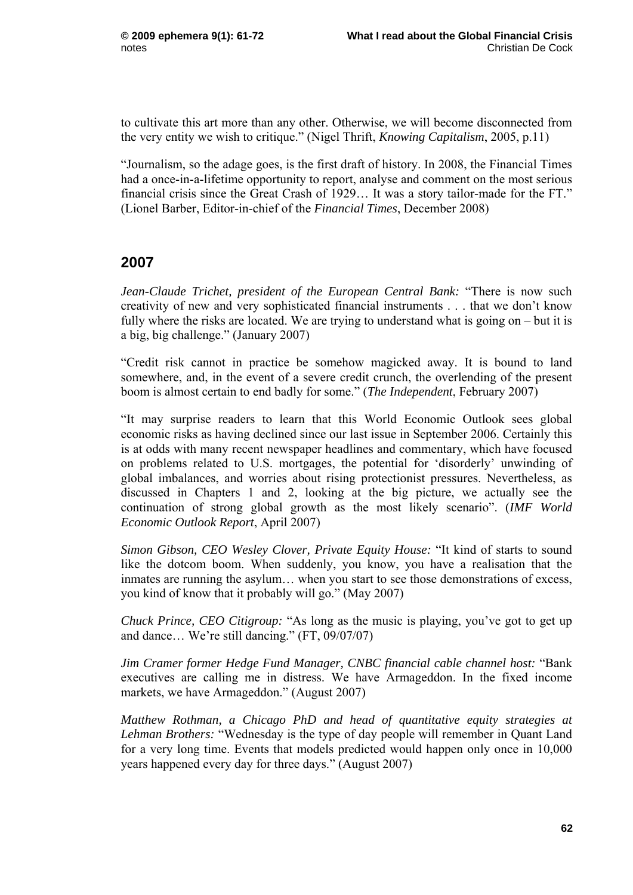to cultivate this art more than any other. Otherwise, we will become disconnected from the very entity we wish to critique." (Nigel Thrift, *Knowing Capitalism*, 2005, p.11)

"Journalism, so the adage goes, is the first draft of history. In 2008, the Financial Times had a once-in-a-lifetime opportunity to report, analyse and comment on the most serious financial crisis since the Great Crash of 1929… It was a story tailor-made for the FT." (Lionel Barber, Editor-in-chief of the *Financial Times*, December 2008)

## 2007

*Jean-Claude Trichet, president of the European Central Bank:* "There is now such creativity of new and very sophisticated financial instruments . . . that we don't know fully where the risks are located. We are trying to understand what is going on – but it is a big, big challenge." (January 2007)

"Credit risk cannot in practice be somehow magicked away. It is bound to land somewhere, and, in the event of a severe credit crunch, the overlending of the present boom is almost certain to end badly for some." (*The Independent*, February 2007)

"It may surprise readers to learn that this World Economic Outlook sees global economic risks as having declined since our last issue in September 2006. Certainly this is at odds with many recent newspaper headlines and commentary, which have focused on problems related to U.S. mortgages, the potential for 'disorderly' unwinding of global imbalances, and worries about rising protectionist pressures. Nevertheless, as discussed in Chapters 1 and 2, looking at the big picture, we actually see the continuation of strong global growth as the most likely scenario". (*IMF World Economic Outlook Report*, April 2007)

*Simon Gibson, CEO Wesley Clover, Private Equity House:* "It kind of starts to sound like the dotcom boom. When suddenly, you know, you have a realisation that the inmates are running the asylum… when you start to see those demonstrations of excess, you kind of know that it probably will go." (May 2007)

*Chuck Prince, CEO Citigroup:* "As long as the music is playing, you've got to get up and dance… We're still dancing." (FT, 09/07/07)

*Jim Cramer former Hedge Fund Manager, CNBC financial cable channel host:* "Bank executives are calling me in distress. We have Armageddon. In the fixed income markets, we have Armageddon." (August 2007)

*Matthew Rothman, a Chicago PhD and head of quantitative equity strategies at Lehman Brothers:* "Wednesday is the type of day people will remember in Quant Land for a very long time. Events that models predicted would happen only once in 10,000 years happened every day for three days." (August 2007)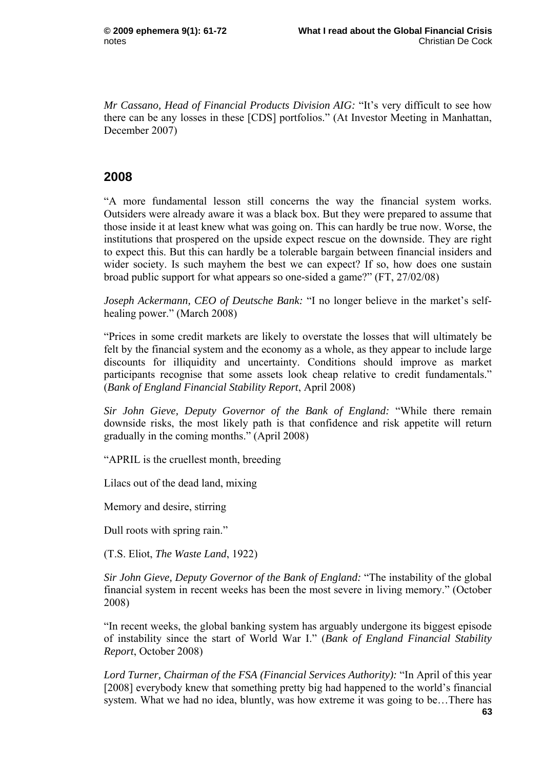*Mr Cassano, Head of Financial Products Division AIG:* "It's very difficult to see how there can be any losses in these [CDS] portfolios." (At Investor Meeting in Manhattan, December 2007)

## 2008

"A more fundamental lesson still concerns the way the financial system works. Outsiders were already aware it was a black box. But they were prepared to assume that those inside it at least knew what was going on. This can hardly be true now. Worse, the institutions that prospered on the upside expect rescue on the downside. They are right to expect this. But this can hardly be a tolerable bargain between financial insiders and wider society. Is such mayhem the best we can expect? If so, how does one sustain broad public support for what appears so one-sided a game?" (FT, 27/02/08)

*Joseph Ackermann, CEO of Deutsche Bank:* "I no longer believe in the market's self-healing power." (March 2008)

"Prices in some credit markets are likely to overstate the losses that will ultimately be felt by the financial system and the economy as a whole, as they appear to include large discounts for illiquidity and uncertainty. Conditions should improve as market participants recognise that some assets look cheap relative to credit fundamentals." (*Bank of England Financial Stability Report*, April 2008)

*Sir John Gieve, Deputy Governor of the Bank of England:* "While there remain downside risks, the most likely path is that confidence and risk appetite will return gradually in the coming months." (April 2008)

"APRIL is the cruellest month, breeding

Lilacs out of the dead land, mixing

Memory and desire, stirring

Dull roots with spring rain."

(T.S. Eliot, *The Waste Land*, 1922)

*Sir John Gieve, Deputy Governor of the Bank of England:* "The instability of the global financial system in recent weeks has been the most severe in living memory." (October 2008)

"In recent weeks, the global banking system has arguably undergone its biggest episode of instability since the start of World War I." (*Bank of England Financial Stability Report*, October 2008)

*Lord Turner, Chairman of the FSA (Financial Services Authority):* "In April of this year [2008] everybody knew that something pretty big had happened to the world's financial system. What we had no idea, bluntly, was how extreme it was going to be…There has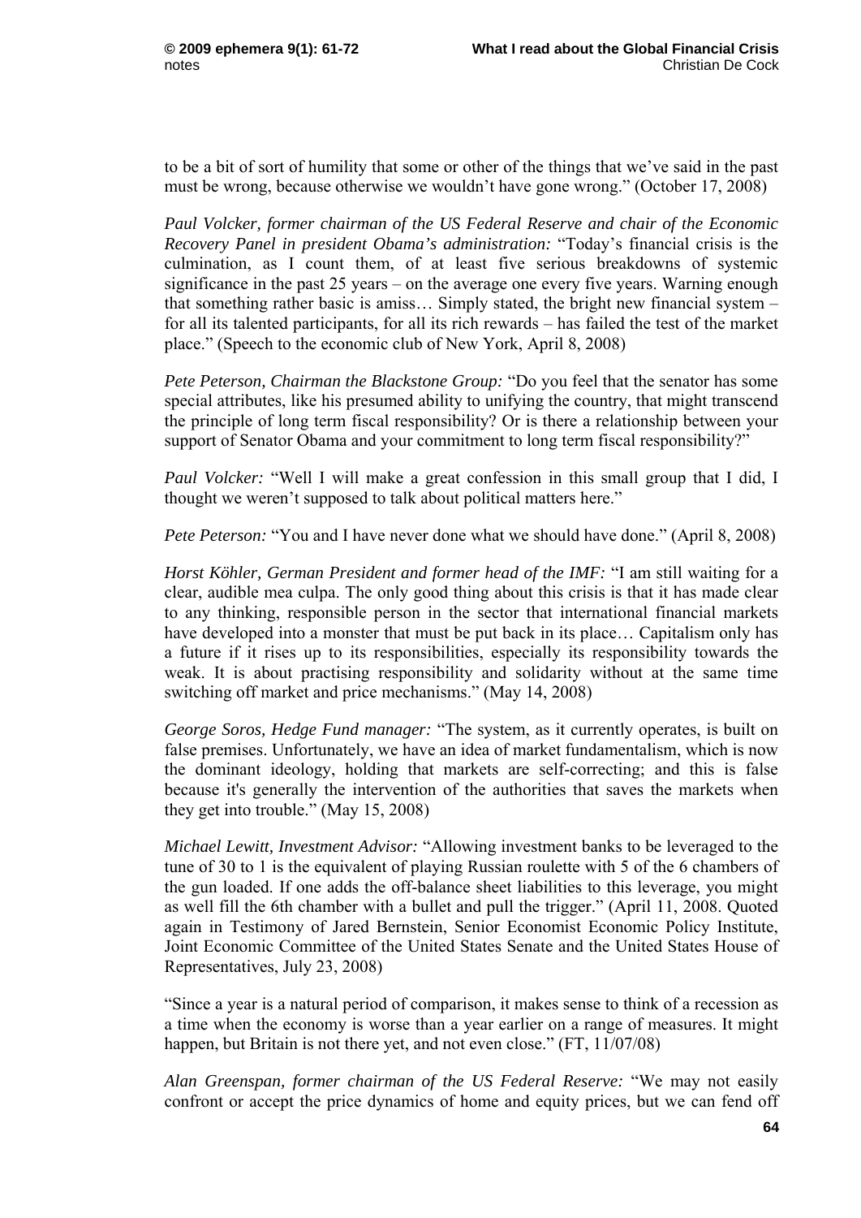to be a bit of sort of humility that some or other of the things that we've said in the past must be wrong, because otherwise we wouldn't have gone wrong." (October 17, 2008)

*Paul Volcker, former chairman of the US Federal Reserve and chair of the Economic Recovery Panel in president Obama's administration:* "Today's financial crisis is the culmination, as I count them, of at least five serious breakdowns of systemic significance in the past 25 years – on the average one every five years. Warning enough that something rather basic is amiss… Simply stated, the bright new financial system – for all its talented participants, for all its rich rewards – has failed the test of the market place." (Speech to the economic club of New York, April 8, 2008)

*Pete Peterson, Chairman the Blackstone Group:* "Do you feel that the senator has some special attributes, like his presumed ability to unifying the country, that might transcend the principle of long term fiscal responsibility? Or is there a relationship between your support of Senator Obama and your commitment to long term fiscal responsibility?"

*Paul Volcker:* "Well I will make a great confession in this small group that I did, I thought we weren't supposed to talk about political matters here."

*Pete Peterson:* "You and I have never done what we should have done." (April 8, 2008)

*Horst Köhler, German President and former head of the IMF:* "I am still waiting for a clear, audible mea culpa. The only good thing about this crisis is that it has made clear to any thinking, responsible person in the sector that international financial markets have developed into a monster that must be put back in its place… Capitalism only has a future if it rises up to its responsibilities, especially its responsibility towards the weak. It is about practising responsibility and solidarity without at the same time switching off market and price mechanisms." (May 14, 2008)

*George Soros, Hedge Fund manager:* "The system, as it currently operates, is built on false premises. Unfortunately, we have an idea of market fundamentalism, which is now the dominant ideology, holding that markets are self-correcting; and this is false because it's generally the intervention of the authorities that saves the markets when they get into trouble." (May 15, 2008)

*Michael Lewitt, Investment Advisor:* "Allowing investment banks to be leveraged to the tune of 30 to 1 is the equivalent of playing Russian roulette with 5 of the 6 chambers of the gun loaded. If one adds the off-balance sheet liabilities to this leverage, you might as well fill the 6th chamber with a bullet and pull the trigger." (April 11, 2008. Quoted again in Testimony of Jared Bernstein, Senior Economist Economic Policy Institute, Joint Economic Committee of the United States Senate and the United States House of Representatives, July 23, 2008)

"Since a year is a natural period of comparison, it makes sense to think of a recession as a time when the economy is worse than a year earlier on a range of measures. It might happen, but Britain is not there yet, and not even close." (FT, 11/07/08)

*Alan Greenspan, former chairman of the US Federal Reserve:* "We may not easily confront or accept the price dynamics of home and equity prices, but we can fend off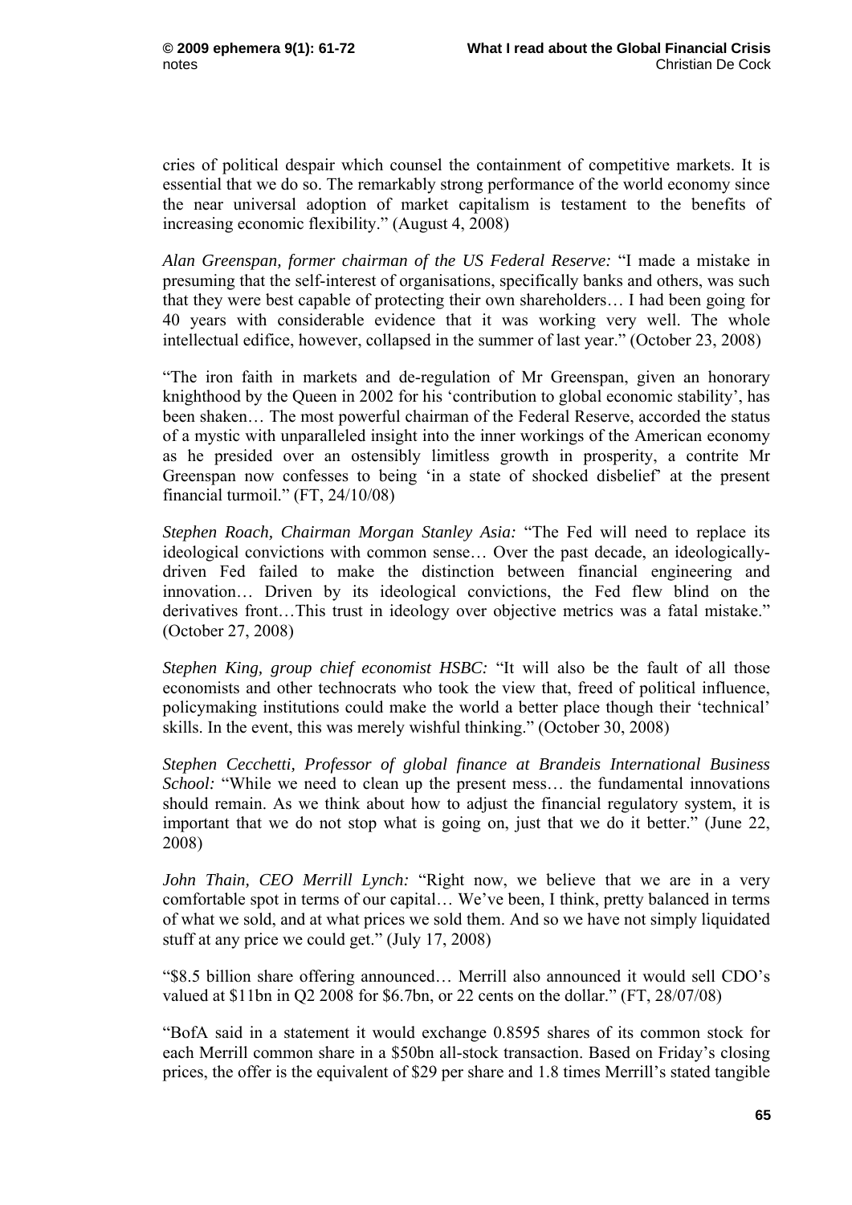cries of political despair which counsel the containment of competitive markets. It is essential that we do so. The remarkably strong performance of the world economy since the near universal adoption of market capitalism is testament to the benefits of increasing economic flexibility." (August 4, 2008)

*Alan Greenspan, former chairman of the US Federal Reserve:* "I made a mistake in presuming that the self-interest of organisations, specifically banks and others, was such that they were best capable of protecting their own shareholders… I had been going for 40 years with considerable evidence that it was working very well. The whole intellectual edifice, however, collapsed in the summer of last year." (October 23, 2008)

"The iron faith in markets and de-regulation of Mr Greenspan, given an honorary knighthood by the Queen in 2002 for his 'contribution to global economic stability', has been shaken… The most powerful chairman of the Federal Reserve, accorded the status of a mystic with unparalleled insight into the inner workings of the American economy as he presided over an ostensibly limitless growth in prosperity, a contrite Mr Greenspan now confesses to being 'in a state of shocked disbelief' at the present financial turmoil." (FT, 24/10/08)

*Stephen Roach, Chairman Morgan Stanley Asia:* "The Fed will need to replace its ideological convictions with common sense… Over the past decade, an ideologically-driven Fed failed to make the distinction between financial engineering and innovation… Driven by its ideological convictions, the Fed flew blind on the derivatives front…This trust in ideology over objective metrics was a fatal mistake." (October 27, 2008)

*Stephen King, group chief economist HSBC:* "It will also be the fault of all those economists and other technocrats who took the view that, freed of political influence, policymaking institutions could make the world a better place though their 'technical' skills. In the event, this was merely wishful thinking." (October 30, 2008)

*Stephen Cecchetti, Professor of global finance at Brandeis International Business School:* "While we need to clean up the present mess… the fundamental innovations should remain. As we think about how to adjust the financial regulatory system, it is important that we do not stop what is going on, just that we do it better." (June 22, 2008)

*John Thain, CEO Merrill Lynch:* "Right now, we believe that we are in a very comfortable spot in terms of our capital… We've been, I think, pretty balanced in terms of what we sold, and at what prices we sold them. And so we have not simply liquidated stuff at any price we could get." (July 17, 2008)

"$8.5 billion share offering announced… Merrill also announced it would sell CDO's valued at $11bn in Q2 2008 for $6.7bn, or 22 cents on the dollar." (FT, 28/07/08)

"BofA said in a statement it would exchange 0.8595 shares of its common stock for each Merrill common share in a $50bn all-stock transaction. Based on Friday's closing prices, the offer is the equivalent of $29 per share and 1.8 times Merrill's stated tangible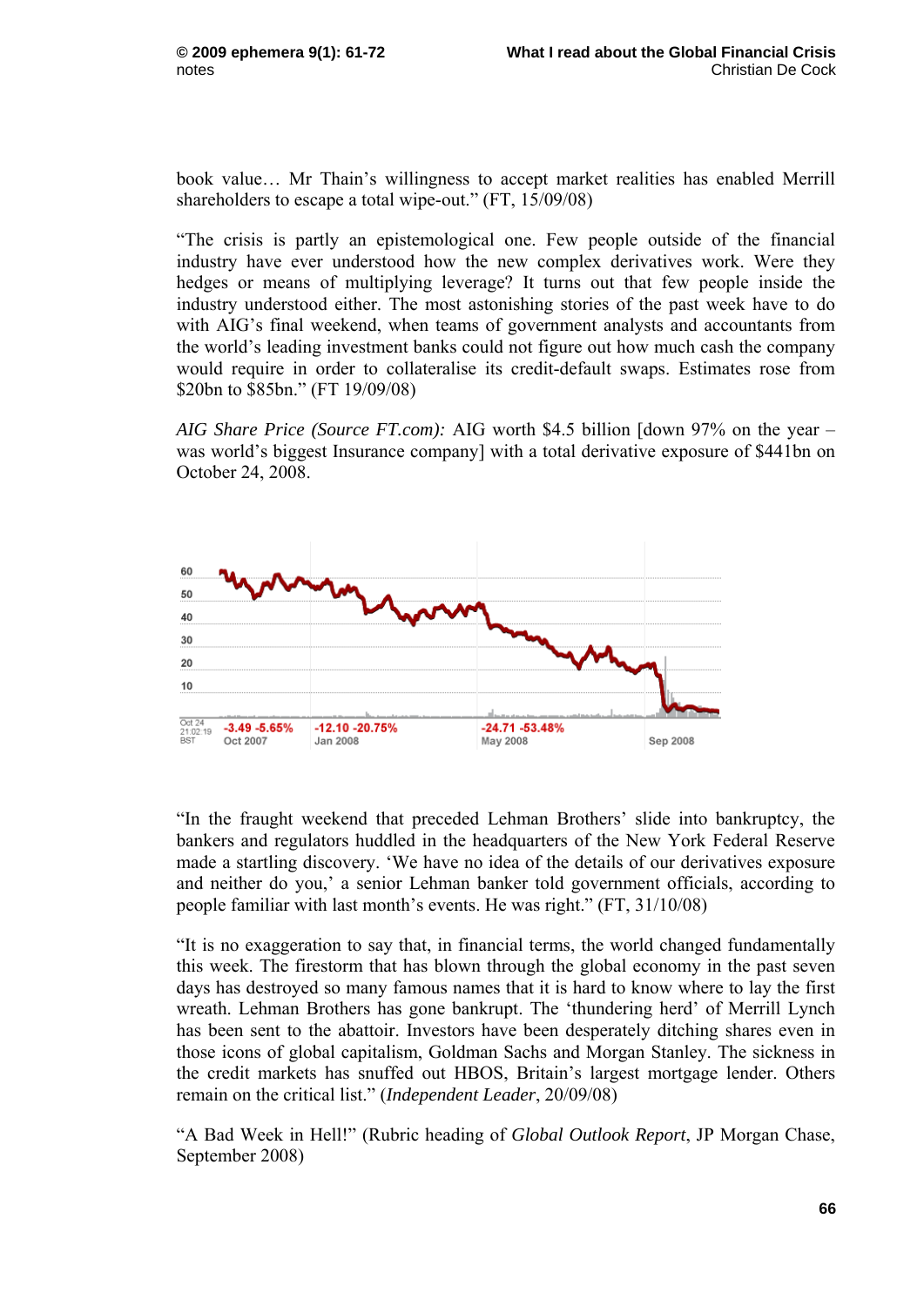book value… Mr Thain's willingness to accept market realities has enabled Merrill shareholders to escape a total wipe-out." (FT, 15/09/08)

"The crisis is partly an epistemological one. Few people outside of the financial industry have ever understood how the new complex derivatives work. Were they hedges or means of multiplying leverage? It turns out that few people inside the industry understood either. The most astonishing stories of the past week have to do with AIG's final weekend, when teams of government analysts and accountants from the world's leading investment banks could not figure out how much cash the company would require in order to collateralise its credit-default swaps. Estimates rose from $20bn to $85bn." (FT 19/09/08)

*AIG Share Price (Source FT.com):* AIG worth $4.5 billion [down 97% on the year – was world's biggest Insurance company] with a total derivative exposure of $441bn on October 24, 2008.

"In the fraught weekend that preceded Lehman Brothers' slide into bankruptcy, the bankers and regulators huddled in the headquarters of the New York Federal Reserve made a startling discovery. 'We have no idea of the details of our derivatives exposure and neither do you,' a senior Lehman banker told government officials, according to people familiar with last month's events. He was right." (FT, 31/10/08)

"It is no exaggeration to say that, in financial terms, the world changed fundamentally this week. The firestorm that has blown through the global economy in the past seven days has destroyed so many famous names that it is hard to know where to lay the first wreath. Lehman Brothers has gone bankrupt. The 'thundering herd' of Merrill Lynch has been sent to the abattoir. Investors have been desperately ditching shares even in those icons of global capitalism, Goldman Sachs and Morgan Stanley. The sickness in the credit markets has snuffed out HBOS, Britain's largest mortgage lender. Others remain on the critical list." (*Independent Leader*, 20/09/08)

"A Bad Week in Hell!" (Rubric heading of *Global Outlook Report*, JP Morgan Chase, September 2008)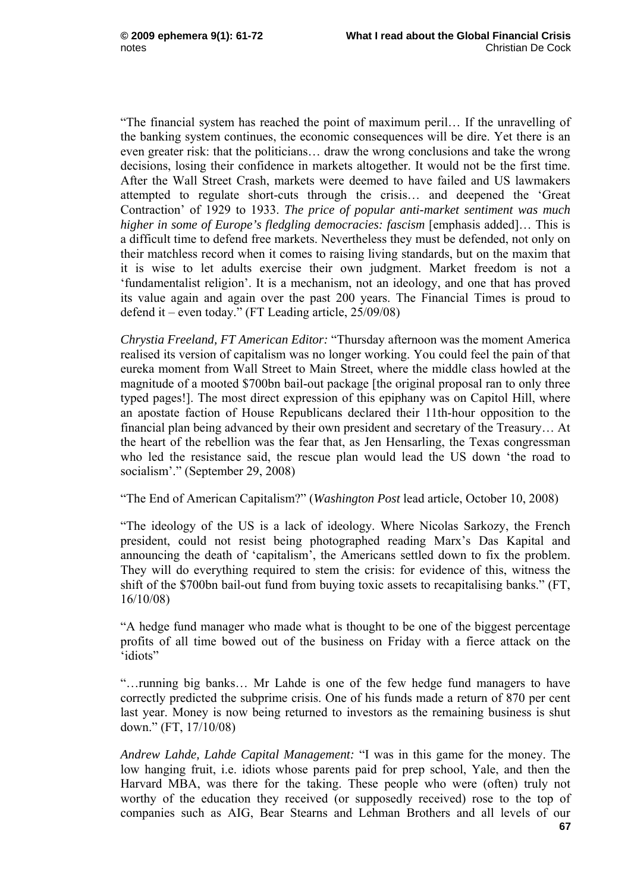"The financial system has reached the point of maximum peril… If the unravelling of the banking system continues, the economic consequences will be dire. Yet there is an even greater risk: that the politicians… draw the wrong conclusions and take the wrong decisions, losing their confidence in markets altogether. It would not be the first time. After the Wall Street Crash, markets were deemed to have failed and US lawmakers attempted to regulate short-cuts through the crisis… and deepened the 'Great Contraction' of 1929 to 1933. *The price of popular anti-market sentiment was much higher in some of Europe's fledgling democracies: fascism* [emphasis added]… This is a difficult time to defend free markets. Nevertheless they must be defended, not only on their matchless record when it comes to raising living standards, but on the maxim that it is wise to let adults exercise their own judgment. Market freedom is not a 'fundamentalist religion'. It is a mechanism, not an ideology, and one that has proved its value again and again over the past 200 years. The Financial Times is proud to defend it – even today." (FT Leading article, 25/09/08)

*Chrystia Freeland, FT American Editor:* "Thursday afternoon was the moment America realised its version of capitalism was no longer working. You could feel the pain of that eureka moment from Wall Street to Main Street, where the middle class howled at the magnitude of a mooted $700bn bail-out package [the original proposal ran to only three typed pages!]. The most direct expression of this epiphany was on Capitol Hill, where an apostate faction of House Republicans declared their 11th-hour opposition to the financial plan being advanced by their own president and secretary of the Treasury… At the heart of the rebellion was the fear that, as Jen Hensarling, the Texas congressman who led the resistance said, the rescue plan would lead the US down 'the road to socialism'." (September 29, 2008)

"The End of American Capitalism?" (*Washington Post* lead article, October 10, 2008)

"The ideology of the US is a lack of ideology. Where Nicolas Sarkozy, the French president, could not resist being photographed reading Marx's Das Kapital and announcing the death of 'capitalism', the Americans settled down to fix the problem. They will do everything required to stem the crisis: for evidence of this, witness the shift of the $700bn bail-out fund from buying toxic assets to recapitalising banks." (FT, 16/10/08)

"A hedge fund manager who made what is thought to be one of the biggest percentage profits of all time bowed out of the business on Friday with a fierce attack on the 'idiots"

"…running big banks… Mr Lahde is one of the few hedge fund managers to have correctly predicted the subprime crisis. One of his funds made a return of 870 per cent last year. Money is now being returned to investors as the remaining business is shut down." (FT, 17/10/08)

*Andrew Lahde, Lahde Capital Management:* "I was in this game for the money. The low hanging fruit, i.e. idiots whose parents paid for prep school, Yale, and then the Harvard MBA, was there for the taking. These people who were (often) truly not worthy of the education they received (or supposedly received) rose to the top of companies such as AIG, Bear Stearns and Lehman Brothers and all levels of our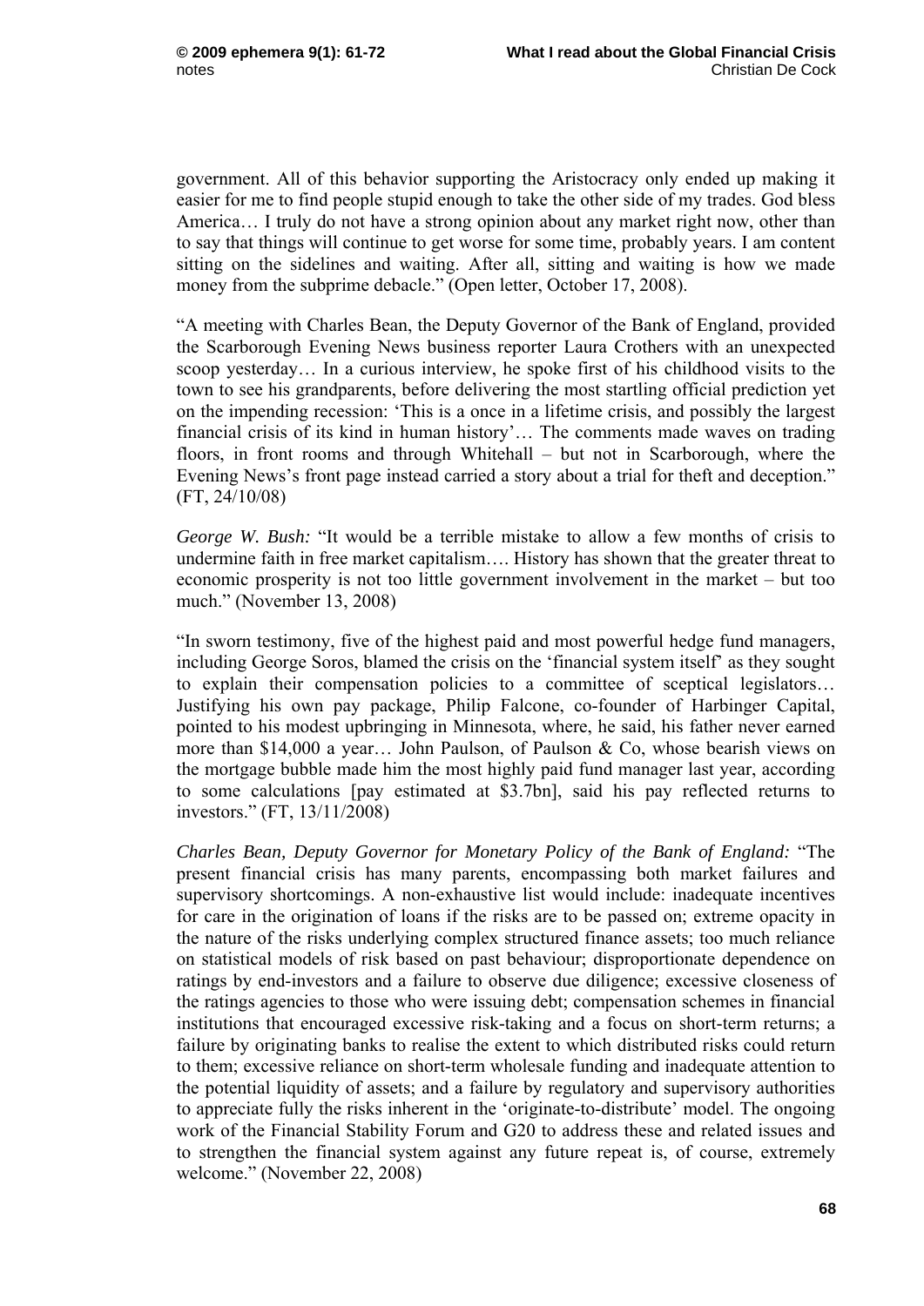government. All of this behavior supporting the Aristocracy only ended up making it easier for me to find people stupid enough to take the other side of my trades. God bless America… I truly do not have a strong opinion about any market right now, other than to say that things will continue to get worse for some time, probably years. I am content sitting on the sidelines and waiting. After all, sitting and waiting is how we made money from the subprime debacle." (Open letter, October 17, 2008).

"A meeting with Charles Bean, the Deputy Governor of the Bank of England, provided the Scarborough Evening News business reporter Laura Crothers with an unexpected scoop yesterday… In a curious interview, he spoke first of his childhood visits to the town to see his grandparents, before delivering the most startling official prediction yet on the impending recession: 'This is a once in a lifetime crisis, and possibly the largest financial crisis of its kind in human history'… The comments made waves on trading floors, in front rooms and through Whitehall – but not in Scarborough, where the Evening News's front page instead carried a story about a trial for theft and deception." (FT, 24/10/08)

*George W. Bush:* "It would be a terrible mistake to allow a few months of crisis to undermine faith in free market capitalism…. History has shown that the greater threat to economic prosperity is not too little government involvement in the market – but too much." (November 13, 2008)

"In sworn testimony, five of the highest paid and most powerful hedge fund managers, including George Soros, blamed the crisis on the 'financial system itself' as they sought to explain their compensation policies to a committee of sceptical legislators… Justifying his own pay package, Philip Falcone, co-founder of Harbinger Capital, pointed to his modest upbringing in Minnesota, where, he said, his father never earned more than $14,000 a year… John Paulson, of Paulson & Co, whose bearish views on the mortgage bubble made him the most highly paid fund manager last year, according to some calculations [pay estimated at $3.7bn], said his pay reflected returns to investors." (FT, 13/11/2008)

*Charles Bean, Deputy Governor for Monetary Policy of the Bank of England:* "The present financial crisis has many parents, encompassing both market failures and supervisory shortcomings. A non-exhaustive list would include: inadequate incentives for care in the origination of loans if the risks are to be passed on; extreme opacity in the nature of the risks underlying complex structured finance assets; too much reliance on statistical models of risk based on past behaviour; disproportionate dependence on ratings by end-investors and a failure to observe due diligence; excessive closeness of the ratings agencies to those who were issuing debt; compensation schemes in financial institutions that encouraged excessive risk-taking and a focus on short-term returns; a failure by originating banks to realise the extent to which distributed risks could return to them; excessive reliance on short-term wholesale funding and inadequate attention to the potential liquidity of assets; and a failure by regulatory and supervisory authorities to appreciate fully the risks inherent in the 'originate-to-distribute' model. The ongoing work of the Financial Stability Forum and G20 to address these and related issues and to strengthen the financial system against any future repeat is, of course, extremely welcome." (November 22, 2008)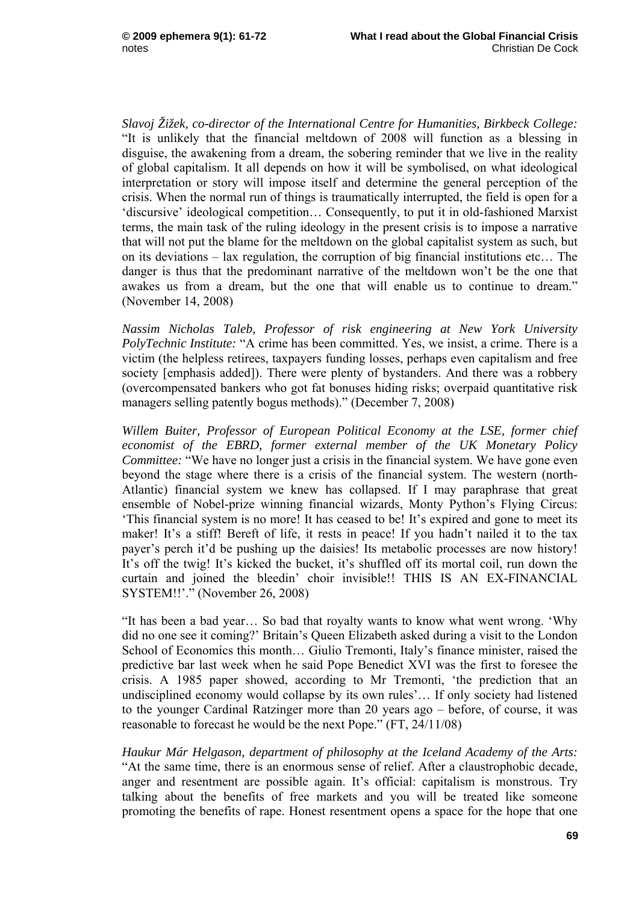*Slavoj Žižek, co-director of the International Centre for Humanities, Birkbeck College:* "It is unlikely that the financial meltdown of 2008 will function as a blessing in disguise, the awakening from a dream, the sobering reminder that we live in the reality of global capitalism. It all depends on how it will be symbolised, on what ideological interpretation or story will impose itself and determine the general perception of the crisis. When the normal run of things is traumatically interrupted, the field is open for a 'discursive' ideological competition… Consequently, to put it in old-fashioned Marxist terms, the main task of the ruling ideology in the present crisis is to impose a narrative that will not put the blame for the meltdown on the global capitalist system as such, but on its deviations – lax regulation, the corruption of big financial institutions etc… The danger is thus that the predominant narrative of the meltdown won't be the one that awakes us from a dream, but the one that will enable us to continue to dream." (November 14, 2008)

*Nassim Nicholas Taleb, Professor of risk engineering at New York University PolyTechnic Institute:* "A crime has been committed. Yes, we insist, a crime. There is a victim (the helpless retirees, taxpayers funding losses, perhaps even capitalism and free society [emphasis added]). There were plenty of bystanders. And there was a robbery (overcompensated bankers who got fat bonuses hiding risks; overpaid quantitative risk managers selling patently bogus methods)." (December 7, 2008)

*Willem Buiter, Professor of European Political Economy at the LSE, former chief economist of the EBRD, former external member of the UK Monetary Policy Committee:* "We have no longer just a crisis in the financial system. We have gone even beyond the stage where there is a crisis of the financial system. The western (north-Atlantic) financial system we knew has collapsed. If I may paraphrase that great ensemble of Nobel-prize winning financial wizards, Monty Python's Flying Circus: 'This financial system is no more! It has ceased to be! It's expired and gone to meet its maker! It's a stiff! Bereft of life, it rests in peace! If you hadn't nailed it to the tax payer's perch it'd be pushing up the daisies! Its metabolic processes are now history! It's off the twig! It's kicked the bucket, it's shuffled off its mortal coil, run down the curtain and joined the bleedin' choir invisible!! THIS IS AN EX-FINANCIAL SYSTEM!!'." (November 26, 2008)

"It has been a bad year… So bad that royalty wants to know what went wrong. 'Why did no one see it coming?' Britain's Queen Elizabeth asked during a visit to the London School of Economics this month… Giulio Tremonti, Italy's finance minister, raised the predictive bar last week when he said Pope Benedict XVI was the first to foresee the crisis. A 1985 paper showed, according to Mr Tremonti, 'the prediction that an undisciplined economy would collapse by its own rules'… If only society had listened to the younger Cardinal Ratzinger more than 20 years ago – before, of course, it was reasonable to forecast he would be the next Pope." (FT, 24/11/08)

*Haukur Már Helgason, department of philosophy at the Iceland Academy of the Arts:* "At the same time, there is an enormous sense of relief. After a claustrophobic decade, anger and resentment are possible again. It's official: capitalism is monstrous. Try talking about the benefits of free markets and you will be treated like someone promoting the benefits of rape. Honest resentment opens a space for the hope that one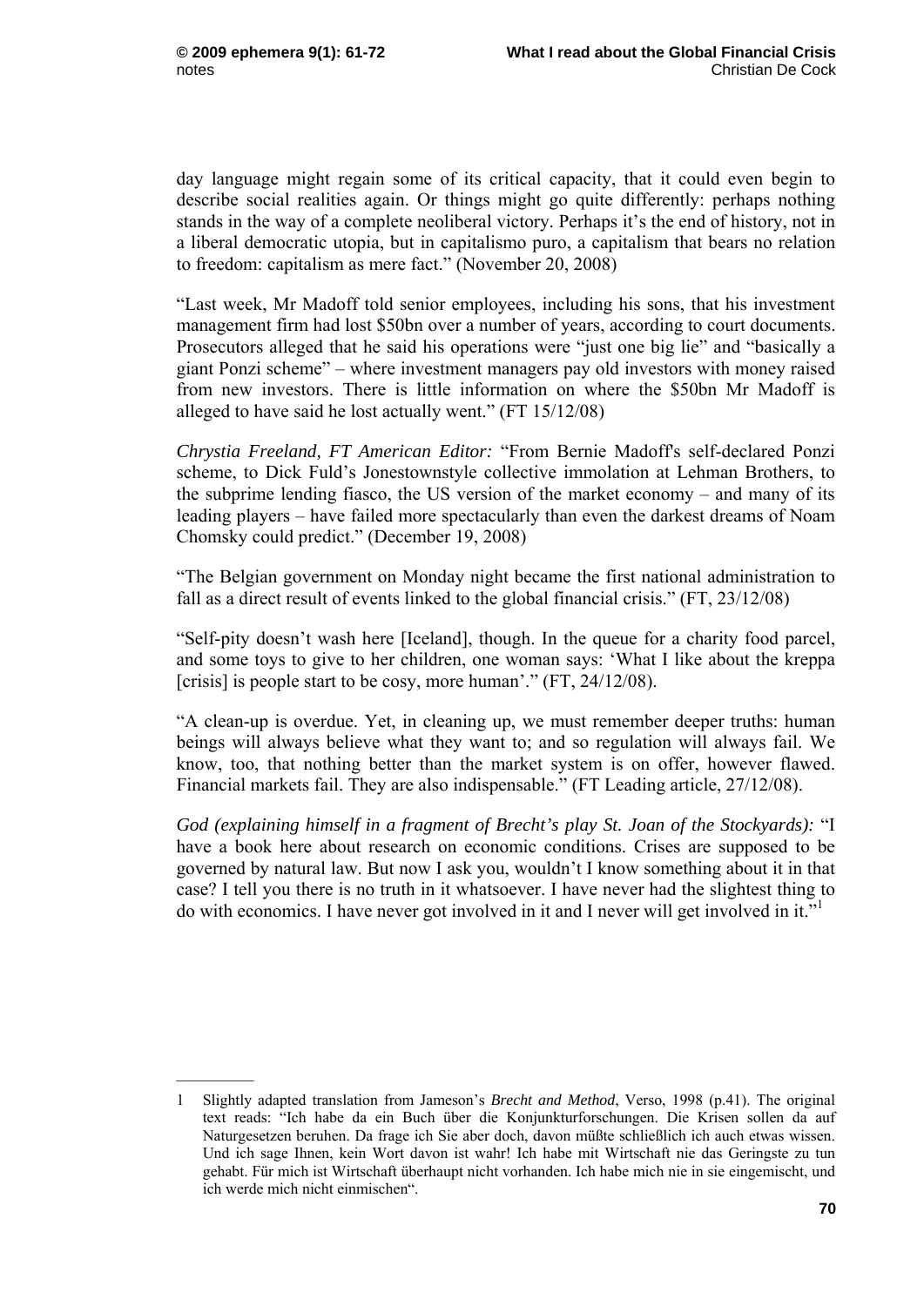day language might regain some of its critical capacity, that it could even begin to describe social realities again. Or things might go quite differently: perhaps nothing stands in the way of a complete neoliberal victory. Perhaps it's the end of history, not in a liberal democratic utopia, but in capitalismo puro, a capitalism that bears no relation to freedom: capitalism as mere fact." (November 20, 2008)

"Last week, Mr Madoff told senior employees, including his sons, that his investment management firm had lost $50bn over a number of years, according to court documents. Prosecutors alleged that he said his operations were "just one big lie" and "basically a giant Ponzi scheme" – where investment managers pay old investors with money raised from new investors. There is little information on where the $50bn Mr Madoff is alleged to have said he lost actually went." (FT 15/12/08)

*Chrystia Freeland, FT American Editor:* "From Bernie Madoff's self-declared Ponzi scheme, to Dick Fuld's Jonestownstyle collective immolation at Lehman Brothers, to the subprime lending fiasco, the US version of the market economy – and many of its leading players – have failed more spectacularly than even the darkest dreams of Noam Chomsky could predict." (December 19, 2008)

"The Belgian government on Monday night became the first national administration to fall as a direct result of events linked to the global financial crisis." (FT, 23/12/08)

"Self-pity doesn't wash here [Iceland], though. In the queue for a charity food parcel, and some toys to give to her children, one woman says: 'What I like about the kreppa [crisis] is people start to be cosy, more human'." (FT, 24/12/08).

"A clean-up is overdue. Yet, in cleaning up, we must remember deeper truths: human beings will always believe what they want to; and so regulation will always fail. We know, too, that nothing better than the market system is on offer, however flawed. Financial markets fail. They are also indispensable." (FT Leading article, 27/12/08).

*God (explaining himself in a fragment of Brecht's play St. Joan of the Stockyards):* "I have a book here about research on economic conditions. Crises are supposed to be governed by natural law. But now I ask you, wouldn't I know something about it in that case? I tell you there is no truth in it whatsoever. I have never had the slightest thing to do with economics. I have never got involved in it and I never will get involved in it."[1]

---

1 Slightly adapted translation from Jameson's *Brecht and Method*, Verso, 1998 (p.41). The original text reads: "Ich habe da ein Buch über die Konjunkturforschungen. Die Krisen sollen da auf Naturgesetzen beruhen. Da frage ich Sie aber doch, davon müßte schließlich ich auch etwas wissen. Und ich sage Ihnen, kein Wort davon ist wahr! Ich habe mit Wirtschaft nie das Geringste zu tun gehabt. Für mich ist Wirtschaft überhaupt nicht vorhanden. Ich habe mich nie in sie eingemischt, und ich werde mich nicht einmischen".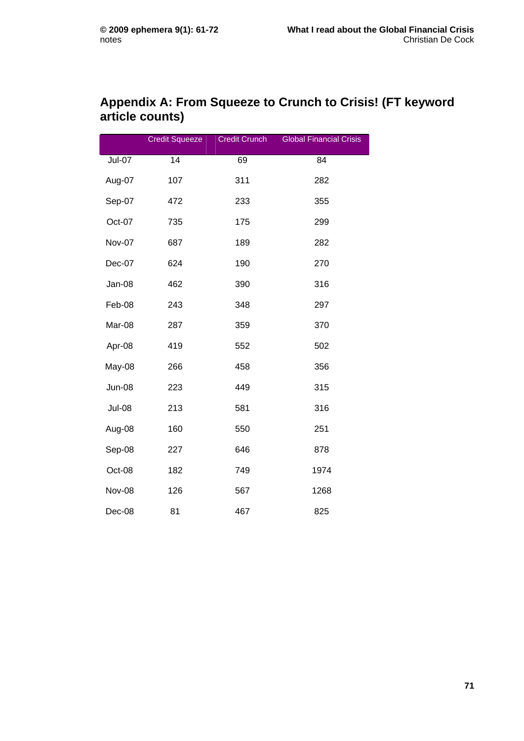## Appendix A: From Squeeze to Crunch to Crisis! (FT keyword article counts)

| | Credit Squeeze | Credit Crunch | Global Financial Crisis |
|---|---|---|---|
| Jul-07 | 14 | 69 | 84 |
| Aug-07 | 107 | 311 | 282 |
| Sep-07 | 472 | 233 | 355 |
| Oct-07 | 735 | 175 | 299 |
| Nov-07 | 687 | 189 | 282 |
| Dec-07 | 624 | 190 | 270 |
| Jan-08 | 462 | 390 | 316 |
| Feb-08 | 243 | 348 | 297 |
| Mar-08 | 287 | 359 | 370 |
| Apr-08 | 419 | 552 | 502 |
| May-08 | 266 | 458 | 356 |
| Jun-08 | 223 | 449 | 315 |
| Jul-08 | 213 | 581 | 316 |
| Aug-08 | 160 | 550 | 251 |
| Sep-08 | 227 | 646 | 878 |
| Oct-08 | 182 | 749 | 1974 |
| Nov-08 | 126 | 567 | 1268 |
| Dec-08 | 81 | 467 | 825 |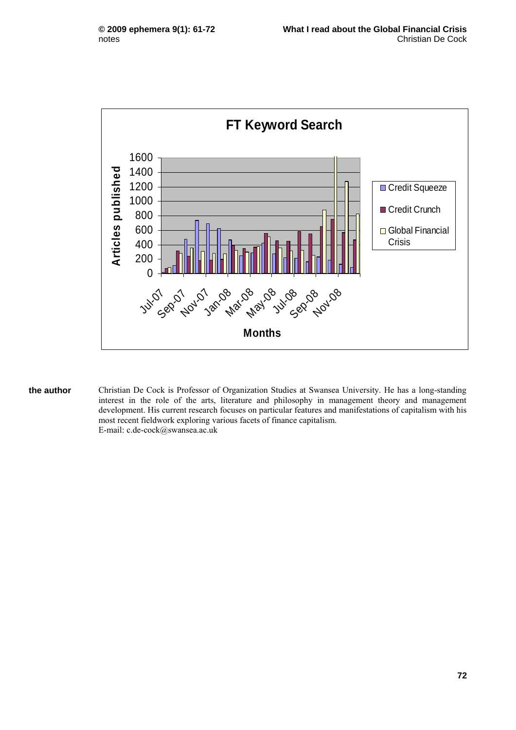FT Keyword Search

Articles published

1600
1400
1200
1000
800
600
400
200
0

Jul-07 Sep-07 Nov-07 Jan-08 Mar-08 May-08 Jul-08 Sep-08 Nov-08

Months

Credit Squeeze
Credit Crunch
Global Financial Crisis

**the author**

Christian De Cock is Professor of Organization Studies at Swansea University. He has a long-standing interest in the role of the arts, literature and philosophy in management theory and management development. His current research focuses on particular features and manifestations of capitalism with his most recent fieldwork exploring various facets of finance capitalism.
E-mail: c.de-cock@swansea.ac.uk